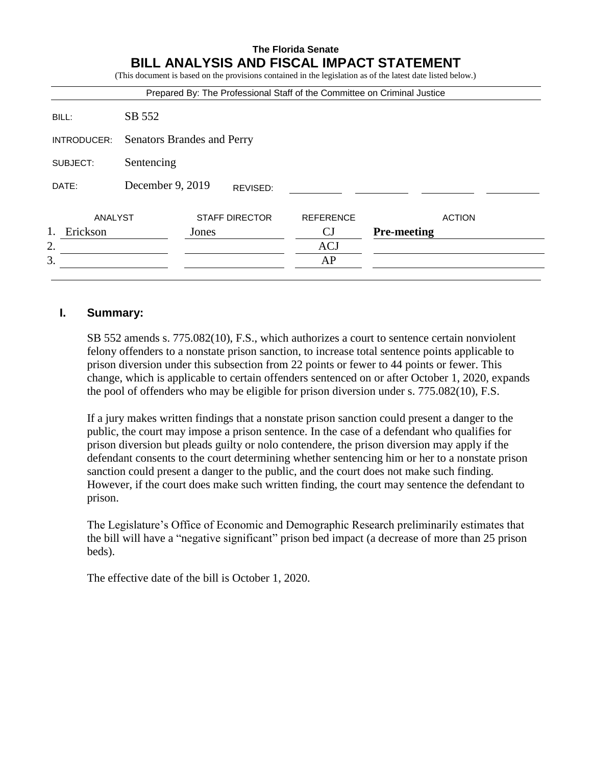**The Florida Senate**

# BILL ANALYSIS AND FISCAL IMPACT STATEMENT

(This document is based on the provisions contained in the legislation as of the latest date listed below.)

Prepared By: The Professional Staff of the Committee on Criminal Justice

| | |
|---|---|
| BILL: | SB 552 |
| INTRODUCER: | Senators Brandes and Perry |
| SUBJECT: | Sentencing |
| DATE: | December 9, 2019 REVISED: |

| | ANALYST | STAFF DIRECTOR | REFERENCE | ACTION |
|---|---|---|---|---|
| 1. | Erickson | Jones | CJ | **Pre-meeting** |
| 2. | | | ACJ | |
| 3. | | | AP | |

## I. Summary:

SB 552 amends s. 775.082(10), F.S., which authorizes a court to sentence certain nonviolent felony offenders to a nonstate prison sanction, to increase total sentence points applicable to prison diversion under this subsection from 22 points or fewer to 44 points or fewer. This change, which is applicable to certain offenders sentenced on or after October 1, 2020, expands the pool of offenders who may be eligible for prison diversion under s. 775.082(10), F.S.

If a jury makes written findings that a nonstate prison sanction could present a danger to the public, the court may impose a prison sentence. In the case of a defendant who qualifies for prison diversion but pleads guilty or nolo contendere, the prison diversion may apply if the defendant consents to the court determining whether sentencing him or her to a nonstate prison sanction could present a danger to the public, and the court does not make such finding. However, if the court does make such written finding, the court may sentence the defendant to prison.

The Legislature's Office of Economic and Demographic Research preliminarily estimates that the bill will have a "negative significant" prison bed impact (a decrease of more than 25 prison beds).

The effective date of the bill is October 1, 2020.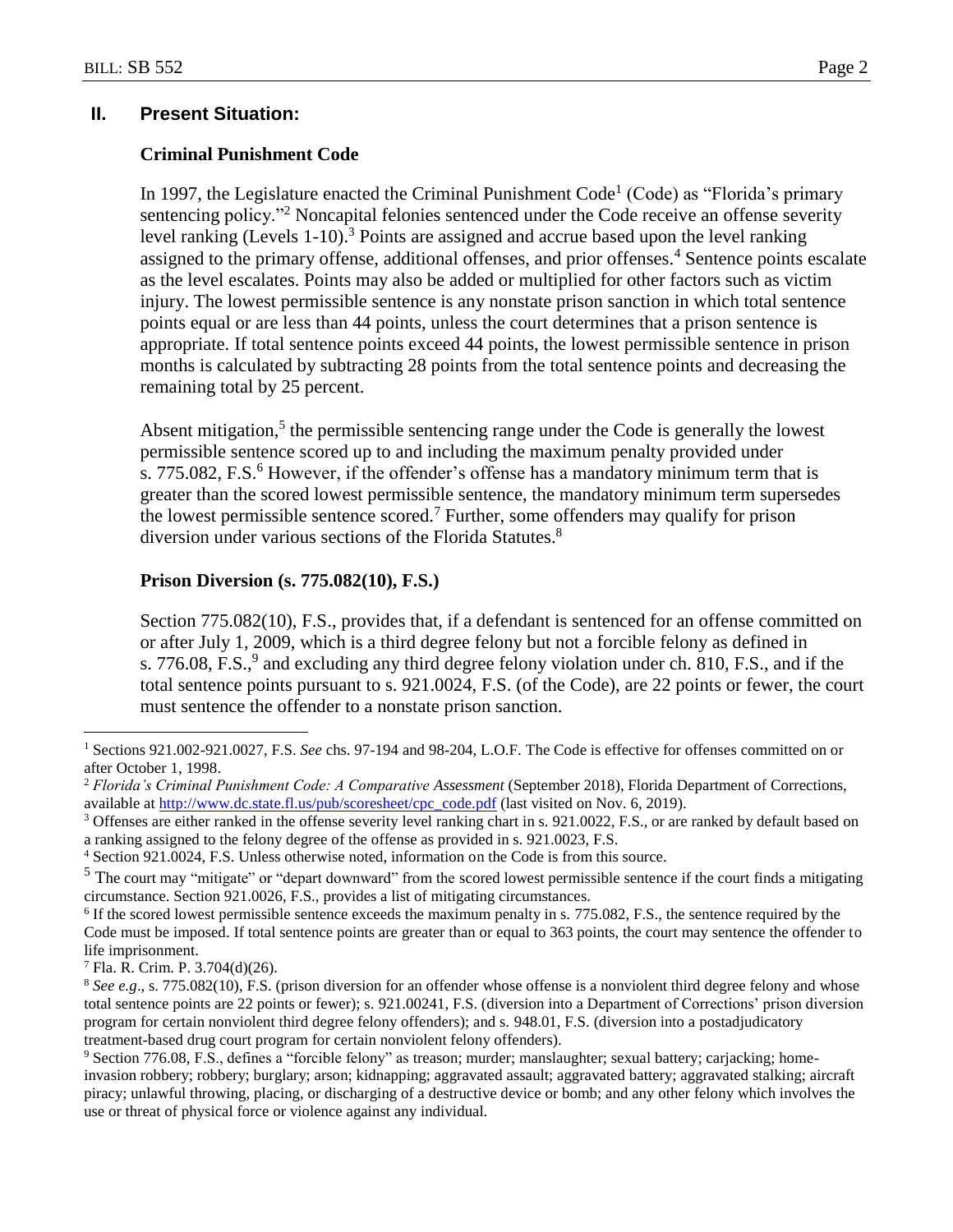## II. Present Situation:

### Criminal Punishment Code

In 1997, the Legislature enacted the Criminal Punishment Code[1] (Code) as "Florida's primary sentencing policy."[2] Noncapital felonies sentenced under the Code receive an offense severity level ranking (Levels 1-10).[3] Points are assigned and accrue based upon the level ranking assigned to the primary offense, additional offenses, and prior offenses.[4] Sentence points escalate as the level escalates. Points may also be added or multiplied for other factors such as victim injury. The lowest permissible sentence is any nonstate prison sanction in which total sentence points equal or are less than 44 points, unless the court determines that a prison sentence is appropriate. If total sentence points exceed 44 points, the lowest permissible sentence in prison months is calculated by subtracting 28 points from the total sentence points and decreasing the remaining total by 25 percent.

Absent mitigation,[5] the permissible sentencing range under the Code is generally the lowest permissible sentence scored up to and including the maximum penalty provided under s. 775.082, F.S.[6] However, if the offender's offense has a mandatory minimum term that is greater than the scored lowest permissible sentence, the mandatory minimum term supersedes the lowest permissible sentence scored.[7] Further, some offenders may qualify for prison diversion under various sections of the Florida Statutes.[8]

### Prison Diversion (s. 775.082(10), F.S.)

Section 775.082(10), F.S., provides that, if a defendant is sentenced for an offense committed on or after July 1, 2009, which is a third degree felony but not a forcible felony as defined in s. 776.08, F.S.,[9] and excluding any third degree felony violation under ch. 810, F.S., and if the total sentence points pursuant to s. 921.0024, F.S. (of the Code), are 22 points or fewer, the court must sentence the offender to a nonstate prison sanction.

---

[1] Sections 921.002-921.0027, F.S. *See* chs. 97-194 and 98-204, L.O.F. The Code is effective for offenses committed on or after October 1, 1998.

[2] *Florida's Criminal Punishment Code: A Comparative Assessment* (September 2018), Florida Department of Corrections, available at http://www.dc.state.fl.us/pub/scoresheet/cpc_code.pdf (last visited on Nov. 6, 2019).

[3] Offenses are either ranked in the offense severity level ranking chart in s. 921.0022, F.S., or are ranked by default based on a ranking assigned to the felony degree of the offense as provided in s. 921.0023, F.S.

[4] Section 921.0024, F.S. Unless otherwise noted, information on the Code is from this source.

[5] The court may "mitigate" or "depart downward" from the scored lowest permissible sentence if the court finds a mitigating circumstance. Section 921.0026, F.S., provides a list of mitigating circumstances.

[6] If the scored lowest permissible sentence exceeds the maximum penalty in s. 775.082, F.S., the sentence required by the Code must be imposed. If total sentence points are greater than or equal to 363 points, the court may sentence the offender to life imprisonment.

[7] Fla. R. Crim. P. 3.704(d)(26).

[8] *See e.g*., s. 775.082(10), F.S. (prison diversion for an offender whose offense is a nonviolent third degree felony and whose total sentence points are 22 points or fewer); s. 921.00241, F.S. (diversion into a Department of Corrections' prison diversion program for certain nonviolent third degree felony offenders); and s. 948.01, F.S. (diversion into a postadjudicatory treatment-based drug court program for certain nonviolent felony offenders).

[9] Section 776.08, F.S., defines a "forcible felony" as treason; murder; manslaughter; sexual battery; carjacking; home-invasion robbery; robbery; burglary; arson; kidnapping; aggravated assault; aggravated battery; aggravated stalking; aircraft piracy; unlawful throwing, placing, or discharging of a destructive device or bomb; and any other felony which involves the use or threat of physical force or violence against any individual.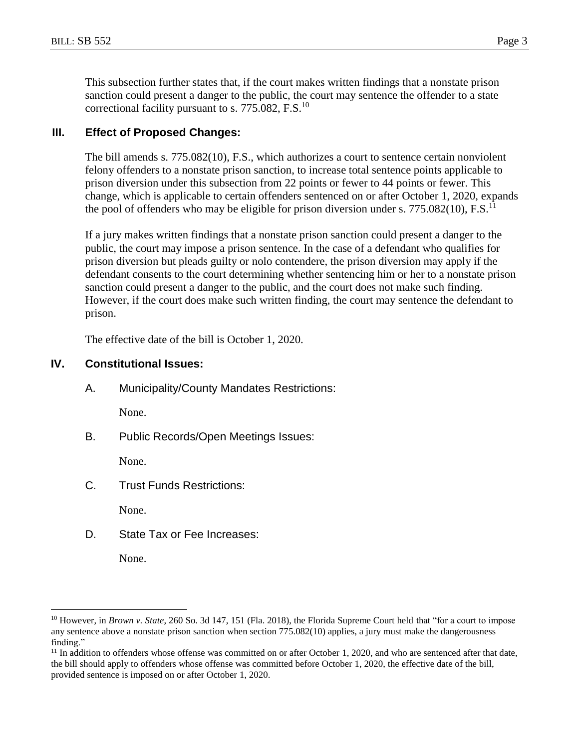This subsection further states that, if the court makes written findings that a nonstate prison sanction could present a danger to the public, the court may sentence the offender to a state correctional facility pursuant to s. 775.082, F.S.[10]

## III. Effect of Proposed Changes:

The bill amends s. 775.082(10), F.S., which authorizes a court to sentence certain nonviolent felony offenders to a nonstate prison sanction, to increase total sentence points applicable to prison diversion under this subsection from 22 points or fewer to 44 points or fewer. This change, which is applicable to certain offenders sentenced on or after October 1, 2020, expands the pool of offenders who may be eligible for prison diversion under s. 775.082(10), F.S.[11]

If a jury makes written findings that a nonstate prison sanction could present a danger to the public, the court may impose a prison sentence. In the case of a defendant who qualifies for prison diversion but pleads guilty or nolo contendere, the prison diversion may apply if the defendant consents to the court determining whether sentencing him or her to a nonstate prison sanction could present a danger to the public, and the court does not make such finding. However, if the court does make such written finding, the court may sentence the defendant to prison.

The effective date of the bill is October 1, 2020.

## IV. Constitutional Issues:

A. Municipality/County Mandates Restrictions:

None.

B. Public Records/Open Meetings Issues:

None.

C. Trust Funds Restrictions:

None.

D. State Tax or Fee Increases:

None.

---

[10] However, in *Brown v. State*, 260 So. 3d 147, 151 (Fla. 2018), the Florida Supreme Court held that "for a court to impose any sentence above a nonstate prison sanction when section 775.082(10) applies, a jury must make the dangerousness finding."

[11] In addition to offenders whose offense was committed on or after October 1, 2020, and who are sentenced after that date, the bill should apply to offenders whose offense was committed before October 1, 2020, the effective date of the bill, provided sentence is imposed on or after October 1, 2020.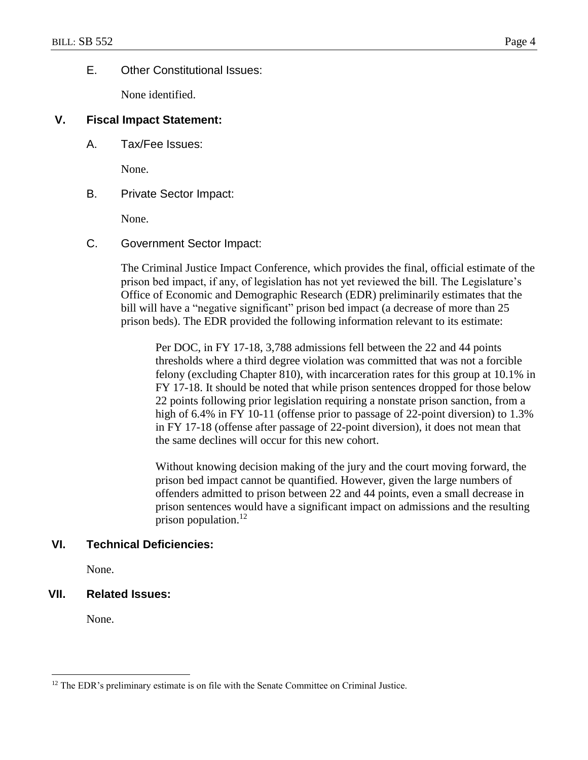E. Other Constitutional Issues:

None identified.

## V. Fiscal Impact Statement:

A. Tax/Fee Issues:

None.

B. Private Sector Impact:

None.

C. Government Sector Impact:

The Criminal Justice Impact Conference, which provides the final, official estimate of the prison bed impact, if any, of legislation has not yet reviewed the bill. The Legislature's Office of Economic and Demographic Research (EDR) preliminarily estimates that the bill will have a "negative significant" prison bed impact (a decrease of more than 25 prison beds). The EDR provided the following information relevant to its estimate:

> Per DOC, in FY 17-18, 3,788 admissions fell between the 22 and 44 points thresholds where a third degree violation was committed that was not a forcible felony (excluding Chapter 810), with incarceration rates for this group at 10.1% in FY 17-18. It should be noted that while prison sentences dropped for those below 22 points following prior legislation requiring a nonstate prison sanction, from a high of 6.4% in FY 10-11 (offense prior to passage of 22-point diversion) to 1.3% in FY 17-18 (offense after passage of 22-point diversion), it does not mean that the same declines will occur for this new cohort.
>
> Without knowing decision making of the jury and the court moving forward, the prison bed impact cannot be quantified. However, given the large numbers of offenders admitted to prison between 22 and 44 points, even a small decrease in prison sentences would have a significant impact on admissions and the resulting prison population.[12]

## VI. Technical Deficiencies:

None.

## VII. Related Issues:

None.

---

[12] The EDR's preliminary estimate is on file with the Senate Committee on Criminal Justice.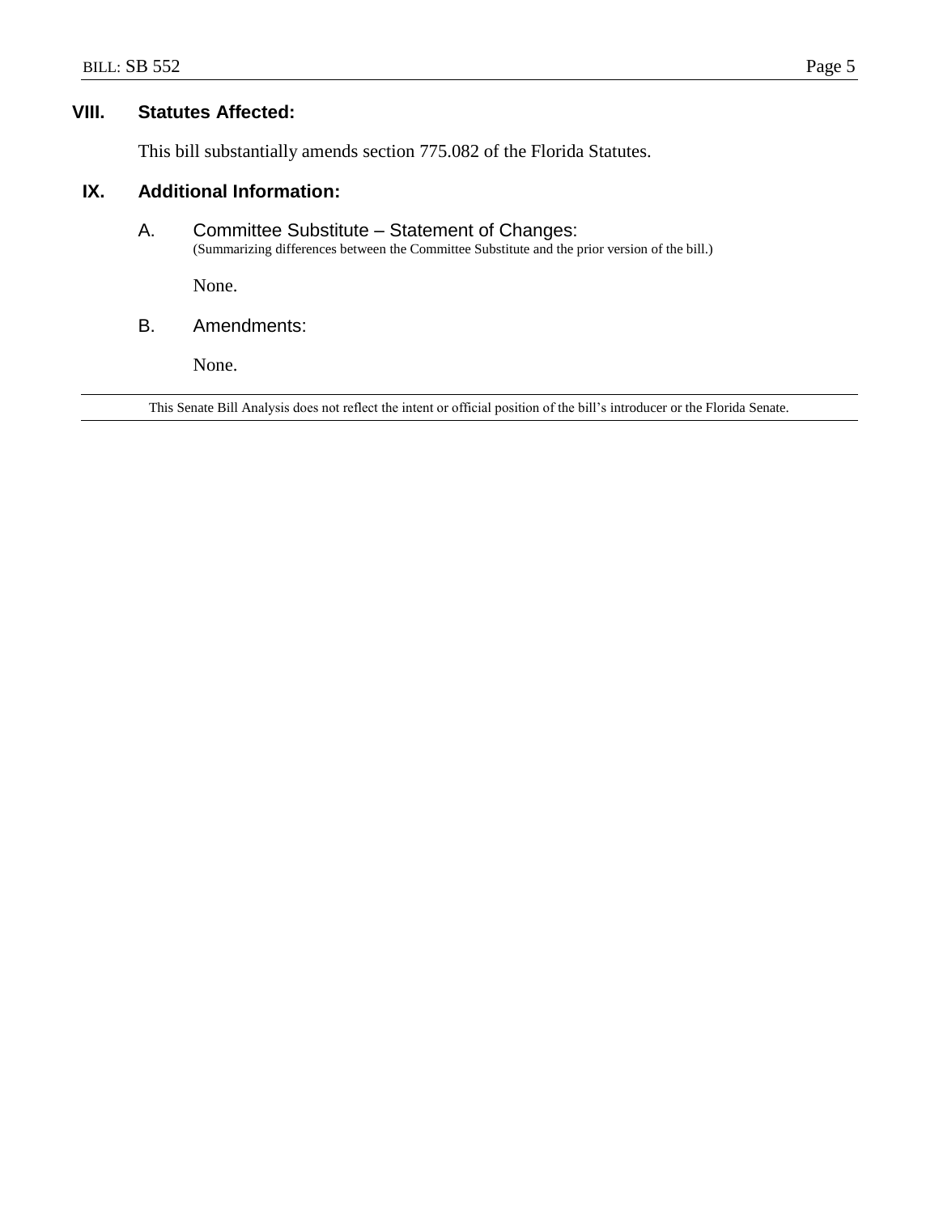## VIII. Statutes Affected:

This bill substantially amends section 775.082 of the Florida Statutes.

## IX. Additional Information:

### A. Committee Substitute – Statement of Changes:

(Summarizing differences between the Committee Substitute and the prior version of the bill.)

None.

### B. Amendments:

None.

This Senate Bill Analysis does not reflect the intent or official position of the bill's introducer or the Florida Senate.